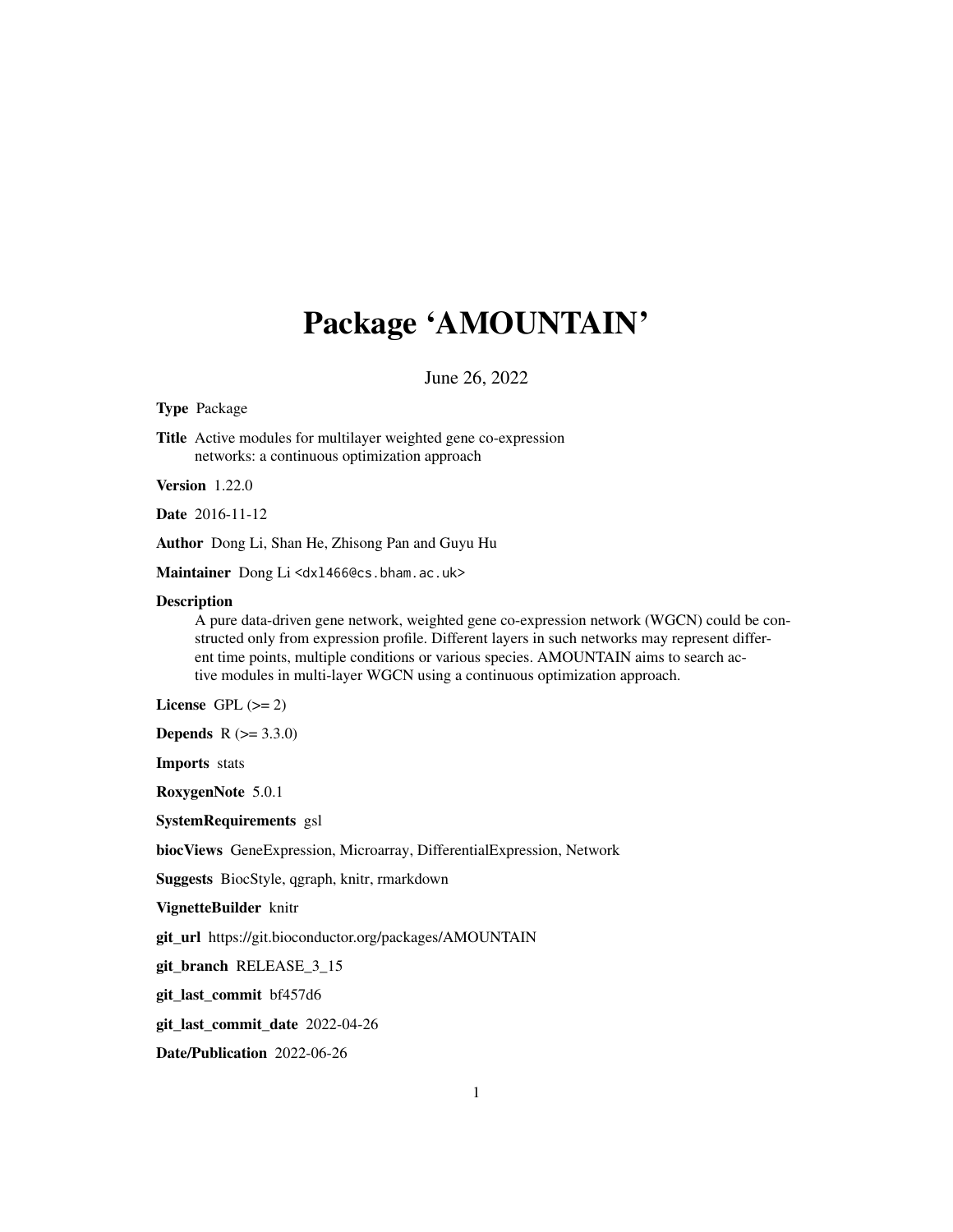# Package 'AMOUNTAIN'

June 26, 2022

**Type** Package

**Title** Active modules for multilayer weighted gene co-expression networks: a continuous optimization approach

**Version** 1.22.0

**Date** 2016-11-12

**Author** Dong Li, Shan He, Zhisong Pan and Guyu Hu

**Maintainer** Dong Li <dxl466@cs.bham.ac.uk>

**Description**
A pure data-driven gene network, weighted gene co-expression network (WGCN) could be constructed only from expression profile. Different layers in such networks may represent different time points, multiple conditions or various species. AMOUNTAIN aims to search active modules in multi-layer WGCN using a continuous optimization approach.

**License** GPL (>= 2)

**Depends** R (>= 3.3.0)

**Imports** stats

**RoxygenNote** 5.0.1

**SystemRequirements** gsl

**biocViews** GeneExpression, Microarray, DifferentialExpression, Network

**Suggests** BiocStyle, qgraph, knitr, rmarkdown

**VignetteBuilder** knitr

**git_url** https://git.bioconductor.org/packages/AMOUNTAIN

**git_branch** RELEASE_3_15

**git_last_commit** bf457d6

**git_last_commit_date** 2022-04-26

**Date/Publication** 2022-06-26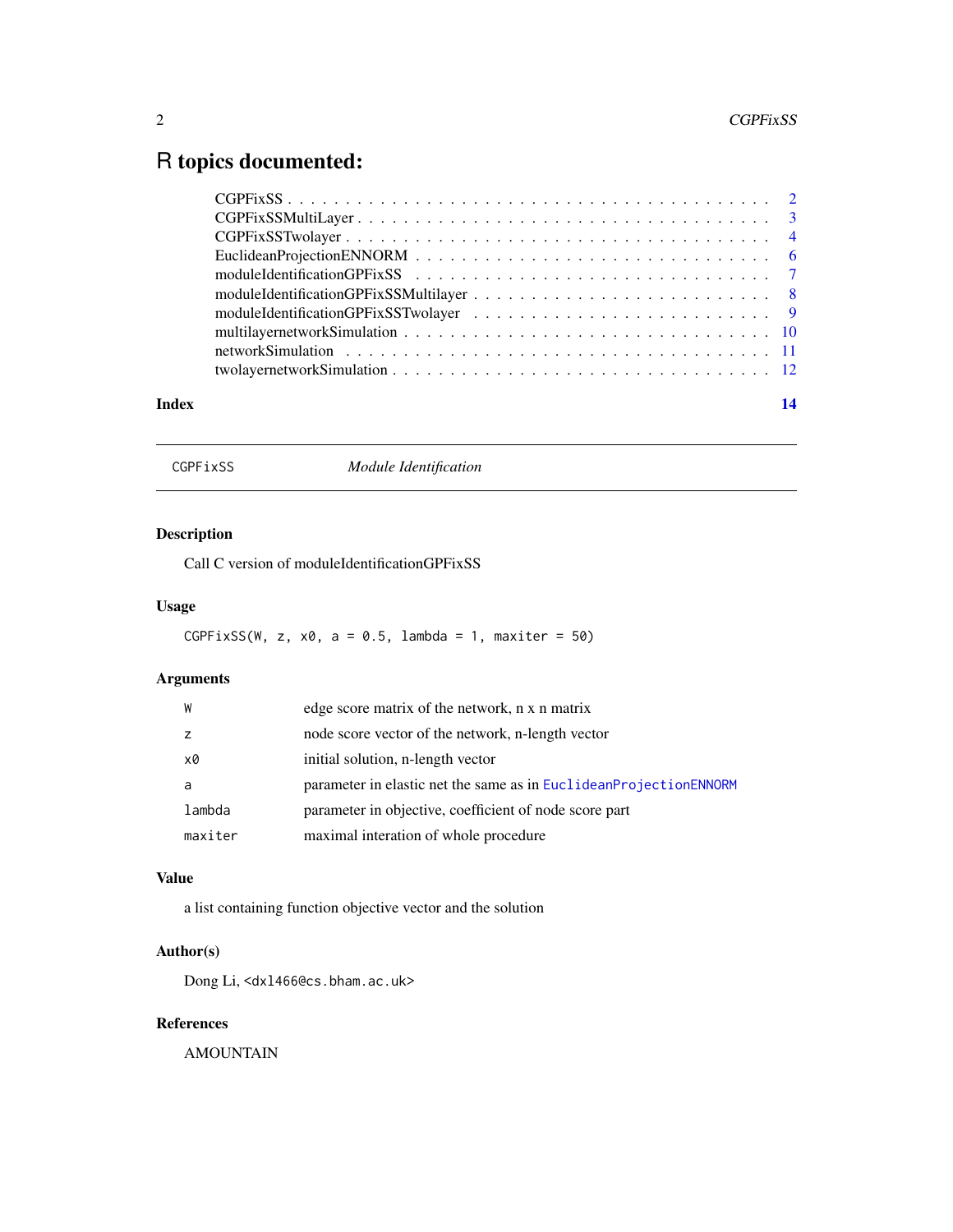# R topics documented:

| | |
|---|---|
| CGPFixSS | 2 |
| CGPFixSSMultiLayer | 3 |
| CGPFixSSTwolayer | 4 |
| EuclideanProjectionENNORM | 6 |
| moduleIdentificationGPFixSS | 7 |
| moduleIdentificationGPFixSSMultilayer | 8 |
| moduleIdentificationGPFixSSTwolayer | 9 |
| multilayernetworkSimulation | 10 |
| networkSimulation | 11 |
| twolayernetworkSimulation | 12 |

**Index** **14**

---

CGPFixSS *Module Identification*

---

## Description

Call C version of moduleIdentificationGPFixSS

## Usage

```
CGPFixSS(W, z, x0, a = 0.5, lambda = 1, maxiter = 50)
```

## Arguments

| | |
|---|---|
| W | edge score matrix of the network, n x n matrix |
| z | node score vector of the network, n-length vector |
| x0 | initial solution, n-length vector |
| a | parameter in elastic net the same as in EuclideanProjectionENNORM |
| lambda | parameter in objective, coefficient of node score part |
| maxiter | maximal interation of whole procedure |

## Value

a list containing function objective vector and the solution

## Author(s)

Dong Li, <dxl466@cs.bham.ac.uk>

## References

AMOUNTAIN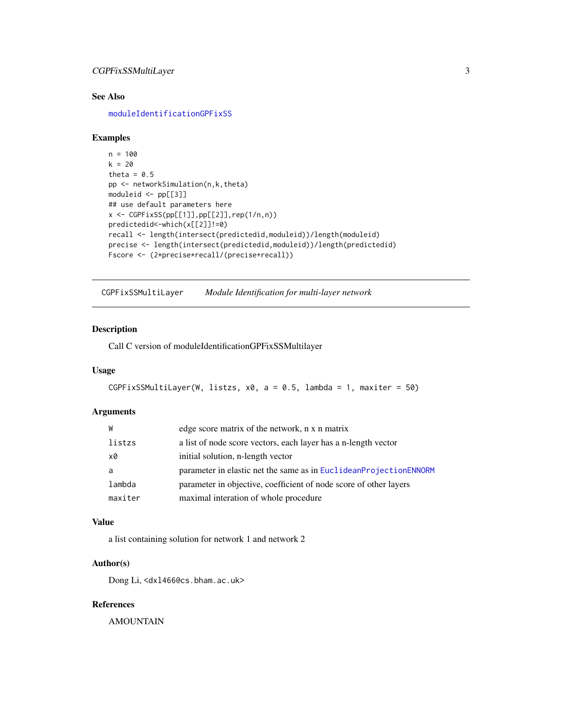## See Also

moduleIdentificationGPFixSS

## Examples

```
n = 100
k = 20
theta = 0.5
pp <- networkSimulation(n,k,theta)
moduleid <- pp[[3]]
## use default parameters here
x <- CGPFixSS(pp[[1]],pp[[2]],rep(1/n,n))
predictedid<-which(x[[2]]!=0)
recall <- length(intersect(predictedid,moduleid))/length(moduleid)
precise <- length(intersect(predictedid,moduleid))/length(predictedid)
Fscore <- (2*precise*recall/(precise+recall))
```

---

# CGPFixSSMultiLayer *Module Identification for multi-layer network*

## Description

Call C version of moduleIdentificationGPFixSSMultilayer

## Usage

```
CGPFixSSMultiLayer(W, listzs, x0, a = 0.5, lambda = 1, maxiter = 50)
```

## Arguments

| | |
|---|---|
| W | edge score matrix of the network, n x n matrix |
| listzs | a list of node score vectors, each layer has a n-length vector |
| x0 | initial solution, n-length vector |
| a | parameter in elastic net the same as in EuclideanProjectionENNORM |
| lambda | parameter in objective, coefficient of node score of other layers |
| maxiter | maximal interation of whole procedure |

## Value

a list containing solution for network 1 and network 2

## Author(s)

Dong Li, <dxl466@cs.bham.ac.uk>

## References

AMOUNTAIN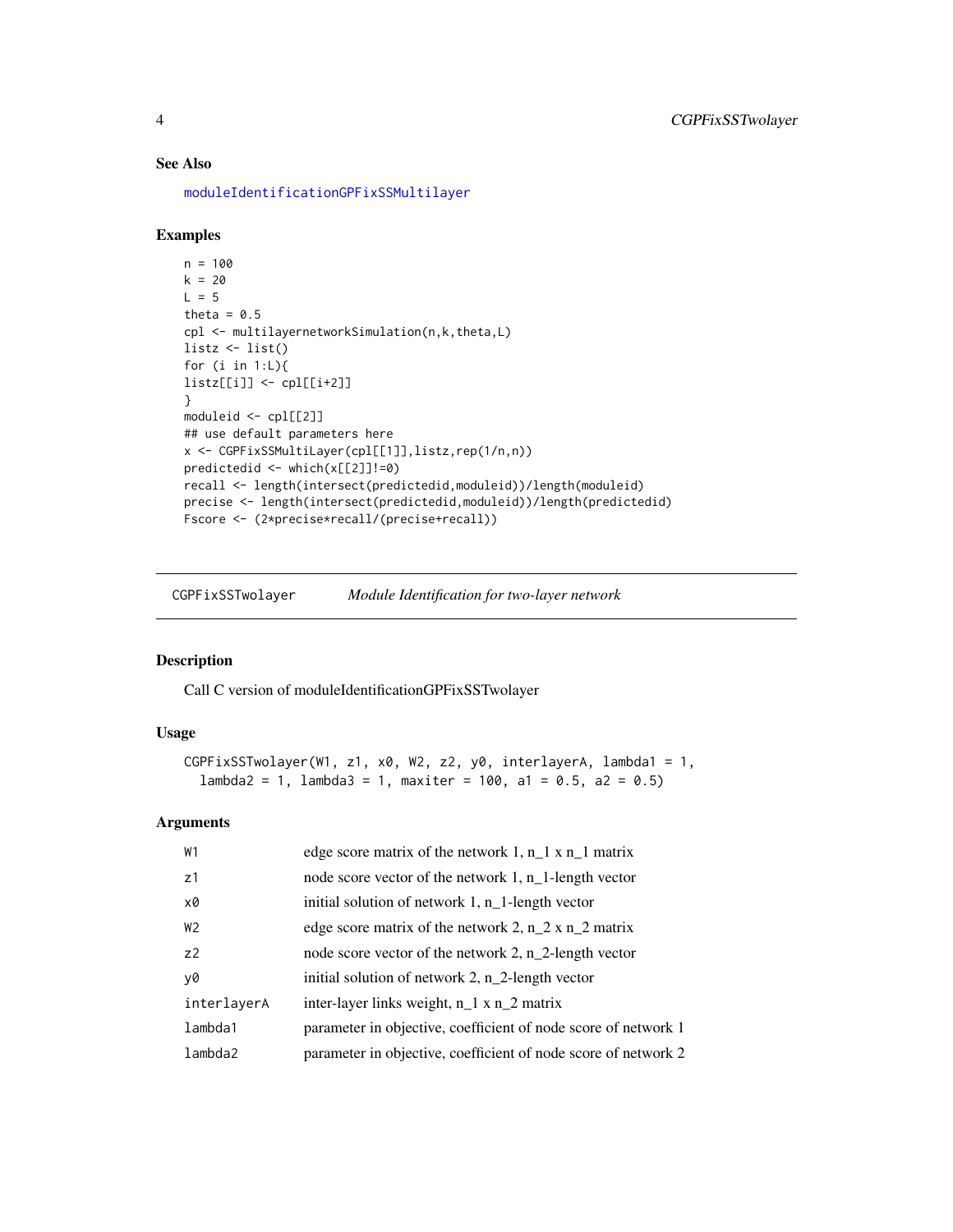## See Also

moduleIdentificationGPFixSSMultilayer

## Examples

```
n = 100
k = 20
L = 5
theta = 0.5
cpl <- multilayernetworkSimulation(n,k,theta,L)
listz <- list()
for (i in 1:L){
listz[[i]] <- cpl[[i+2]]
}
moduleid <- cpl[[2]]
## use default parameters here
x <- CGPFixSSMultiLayer(cpl[[1]],listz,rep(1/n,n))
predictedid <- which(x[[2]]!=0)
recall <- length(intersect(predictedid,moduleid))/length(moduleid)
precise <- length(intersect(predictedid,moduleid))/length(predictedid)
Fscore <- (2*precise*recall/(precise+recall))
```

---

# CGPFixSSTwolayer *Module Identification for two-layer network*

---

## Description

Call C version of moduleIdentificationGPFixSSTwolayer

## Usage

```
CGPFixSSTwolayer(W1, z1, x0, W2, z2, y0, interlayerA, lambda1 = 1,
  lambda2 = 1, lambda3 = 1, maxiter = 100, a1 = 0.5, a2 = 0.5)
```

## Arguments

| | |
|---|---|
| W1 | edge score matrix of the network 1, n_1 x n_1 matrix |
| z1 | node score vector of the network 1, n_1-length vector |
| x0 | initial solution of network 1, n_1-length vector |
| W2 | edge score matrix of the network 2, n_2 x n_2 matrix |
| z2 | node score vector of the network 2, n_2-length vector |
| y0 | initial solution of network 2, n_2-length vector |
| interlayerA | inter-layer links weight, n_1 x n_2 matrix |
| lambda1 | parameter in objective, coefficient of node score of network 1 |
| lambda2 | parameter in objective, coefficient of node score of network 2 |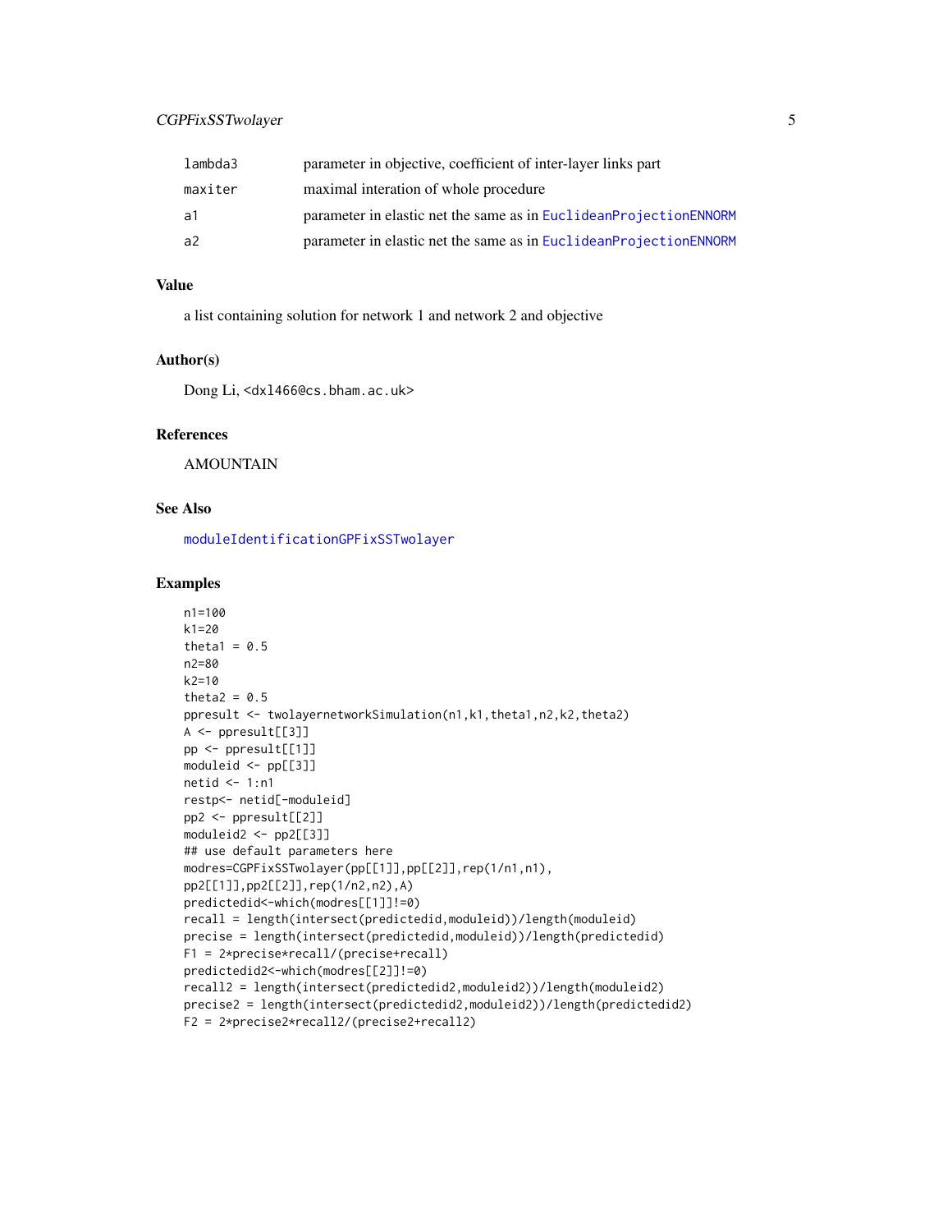| | |
|---|---|
| lambda3 | parameter in objective, coefficient of inter-layer links part |
| maxiter | maximal interation of whole procedure |
| a1 | parameter in elastic net the same as in EuclideanProjectionENNORM |
| a2 | parameter in elastic net the same as in EuclideanProjectionENNORM |

## Value

a list containing solution for network 1 and network 2 and objective

## Author(s)

Dong Li, <dxl466@cs.bham.ac.uk>

## References

AMOUNTAIN

## See Also

moduleIdentificationGPFixSSTwolayer

## Examples

```
n1=100
k1=20
theta1 = 0.5
n2=80
k2=10
theta2 = 0.5
ppresult <- twolayernetworkSimulation(n1,k1,theta1,n2,k2,theta2)
A <- ppresult[[3]]
pp <- ppresult[[1]]
moduleid <- pp[[3]]
netid <- 1:n1
restp<- netid[-moduleid]
pp2 <- ppresult[[2]]
moduleid2 <- pp2[[3]]
## use default parameters here
modres=CGPFixSSTwolayer(pp[[1]],pp[[2]],rep(1/n1,n1),
pp2[[1]],pp2[[2]],rep(1/n2,n2),A)
predictedid<-which(modres[[1]]!=0)
recall = length(intersect(predictedid,moduleid))/length(moduleid)
precise = length(intersect(predictedid,moduleid))/length(predictedid)
F1 = 2*precise*recall/(precise+recall)
predictedid2<-which(modres[[2]]!=0)
recall2 = length(intersect(predictedid2,moduleid2))/length(moduleid2)
precise2 = length(intersect(predictedid2,moduleid2))/length(predictedid2)
F2 = 2*precise2*recall2/(precise2+recall2)
```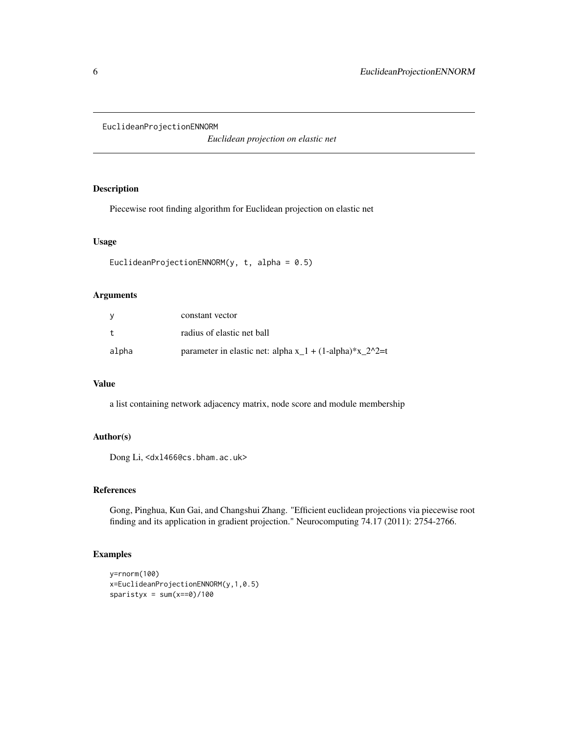EuclideanProjectionENNORM

*Euclidean projection on elastic net*

## Description

Piecewise root finding algorithm for Euclidean projection on elastic net

## Usage

```
EuclideanProjectionENNORM(y, t, alpha = 0.5)
```

## Arguments

| | |
|---|---|
| y | constant vector |
| t | radius of elastic net ball |
| alpha | parameter in elastic net: alpha x_1 + (1-alpha)*x_2^2=t |

## Value

a list containing network adjacency matrix, node score and module membership

## Author(s)

Dong Li, <dxl466@cs.bham.ac.uk>

## References

Gong, Pinghua, Kun Gai, and Changshui Zhang. "Efficient euclidean projections via piecewise root finding and its application in gradient projection." Neurocomputing 74.17 (2011): 2754-2766.

## Examples

```
y=rnorm(100)
x=EuclideanProjectionENNORM(y,1,0.5)
sparistyx = sum(x==0)/100
```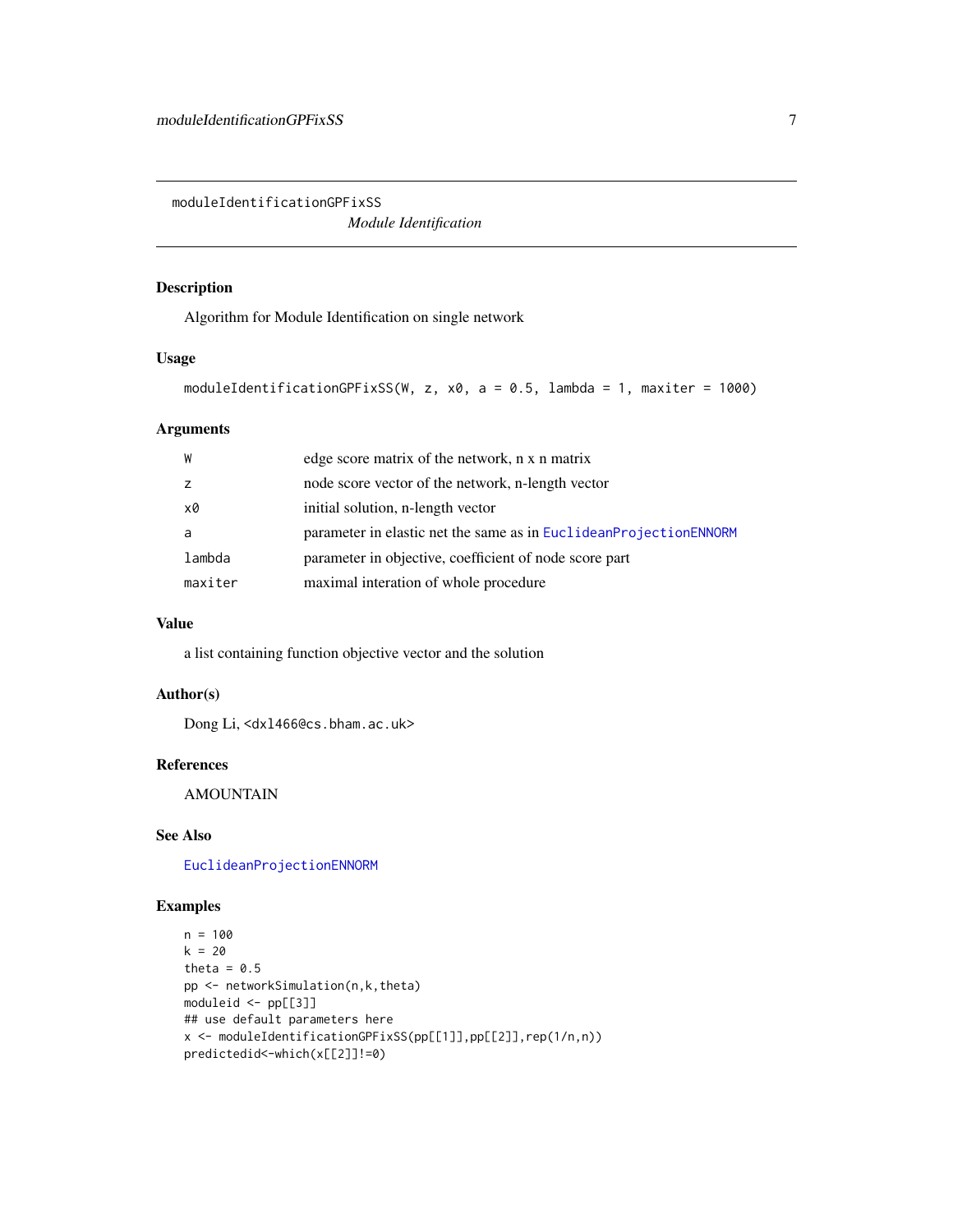moduleIdentificationGPFixSS

*Module Identification*

### Description

Algorithm for Module Identification on single network

### Usage

```
moduleIdentificationGPFixSS(W, z, x0, a = 0.5, lambda = 1, maxiter = 1000)
```

### Arguments

| | |
|---|---|
| W | edge score matrix of the network, n x n matrix |
| z | node score vector of the network, n-length vector |
| x0 | initial solution, n-length vector |
| a | parameter in elastic net the same as in EuclideanProjectionENNORM |
| lambda | parameter in objective, coefficient of node score part |
| maxiter | maximal interation of whole procedure |

### Value

a list containing function objective vector and the solution

### Author(s)

Dong Li, <dxl466@cs.bham.ac.uk>

### References

AMOUNTAIN

### See Also

EuclideanProjectionENNORM

### Examples

```
n = 100
k = 20
theta = 0.5
pp <- networkSimulation(n,k,theta)
moduleid <- pp[[3]]
## use default parameters here
x <- moduleIdentificationGPFixSS(pp[[1]],pp[[2]],rep(1/n,n))
predictedid<-which(x[[2]]!=0)
```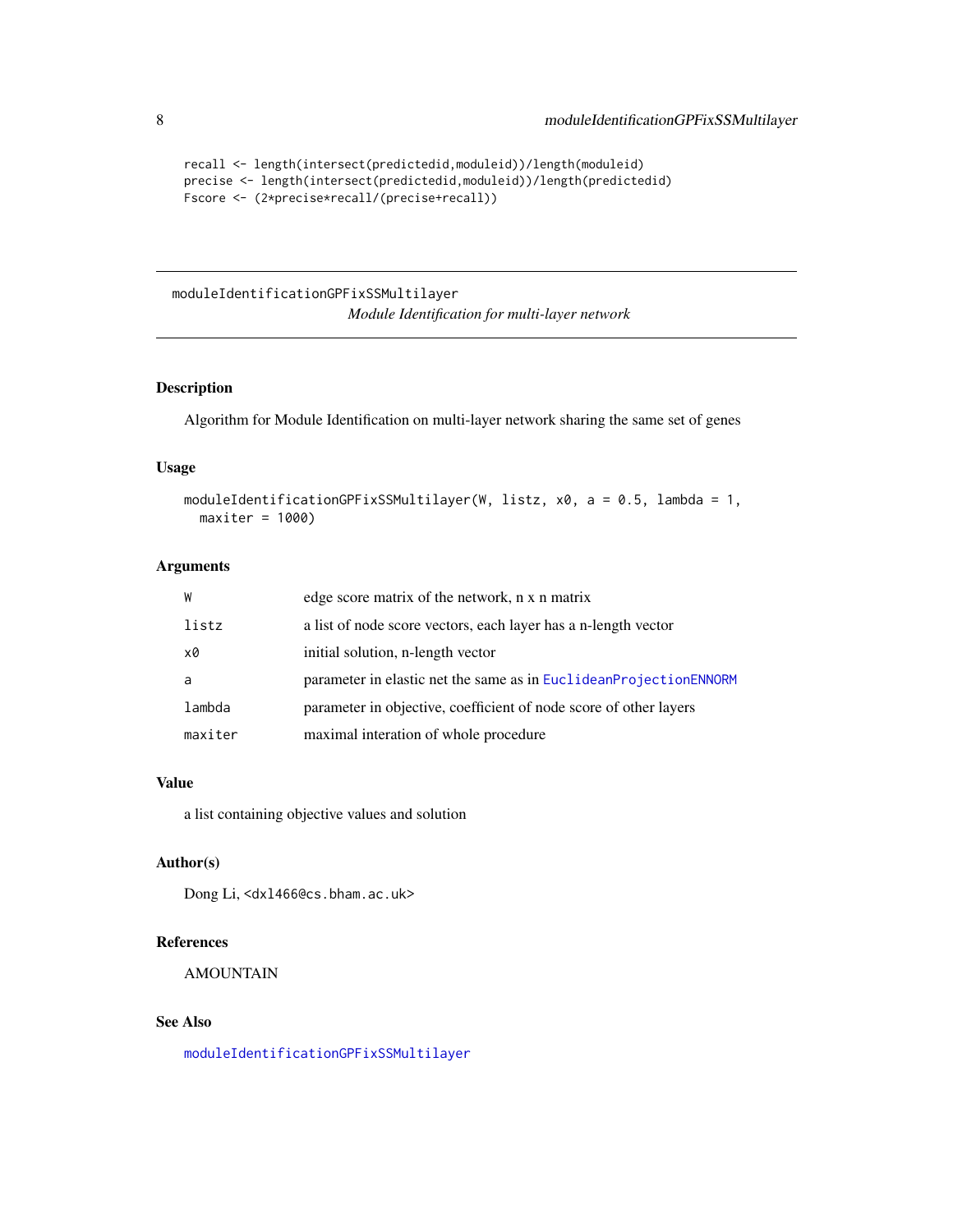```
recall <- length(intersect(predictedid,moduleid))/length(moduleid)
precise <- length(intersect(predictedid,moduleid))/length(predictedid)
Fscore <- (2*precise*recall/(precise+recall))
```

---

## moduleIdentificationGPFixSSMultilayer

*Module Identification for multi-layer network*

---

### Description

Algorithm for Module Identification on multi-layer network sharing the same set of genes

### Usage

```
moduleIdentificationGPFixSSMultilayer(W, listz, x0, a = 0.5, lambda = 1,
  maxiter = 1000)
```

### Arguments

| | |
|---|---|
| W | edge score matrix of the network, n x n matrix |
| listz | a list of node score vectors, each layer has a n-length vector |
| x0 | initial solution, n-length vector |
| a | parameter in elastic net the same as in EuclideanProjectionENNORM |
| lambda | parameter in objective, coefficient of node score of other layers |
| maxiter | maximal interation of whole procedure |

### Value

a list containing objective values and solution

### Author(s)

Dong Li, <dxl466@cs.bham.ac.uk>

### References

AMOUNTAIN

### See Also

moduleIdentificationGPFixSSMultilayer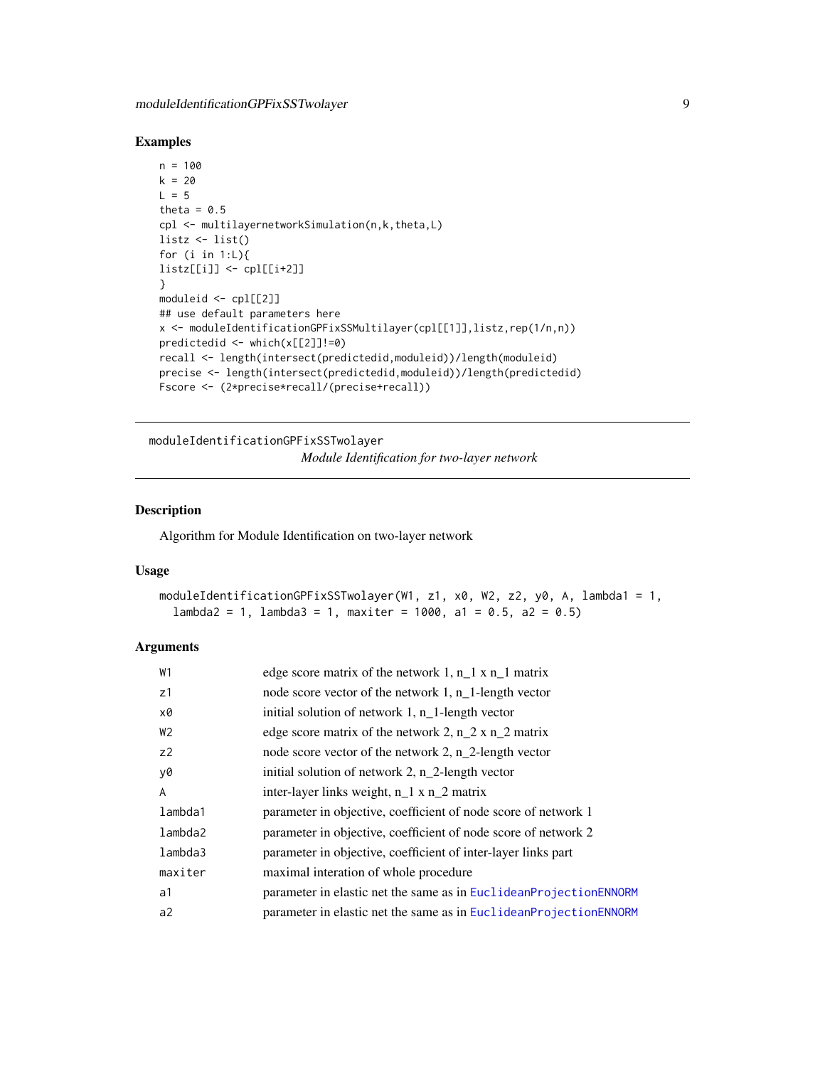## Examples

```
n = 100
k = 20
L = 5
theta = 0.5
cpl <- multilayernetworkSimulation(n,k,theta,L)
listz <- list()
for (i in 1:L){
listz[[i]] <- cpl[[i+2]]
}
moduleid <- cpl[[2]]
## use default parameters here
x <- moduleIdentificationGPFixSSMultilayer(cpl[[1]],listz,rep(1/n,n))
predictedid <- which(x[[2]]!=0)
recall <- length(intersect(predictedid,moduleid))/length(moduleid)
precise <- length(intersect(predictedid,moduleid))/length(predictedid)
Fscore <- (2*precise*recall/(precise+recall))
```

---

# moduleIdentificationGPFixSSTwolayer

*Module Identification for two-layer network*

---

## Description

Algorithm for Module Identification on two-layer network

## Usage

```
moduleIdentificationGPFixSSTwolayer(W1, z1, x0, W2, z2, y0, A, lambda1 = 1,
  lambda2 = 1, lambda3 = 1, maxiter = 1000, a1 = 0.5, a2 = 0.5)
```

## Arguments

| Argument | Description |
|---|---|
| W1 | edge score matrix of the network 1, n_1 x n_1 matrix |
| z1 | node score vector of the network 1, n_1-length vector |
| x0 | initial solution of network 1, n_1-length vector |
| W2 | edge score matrix of the network 2, n_2 x n_2 matrix |
| z2 | node score vector of the network 2, n_2-length vector |
| y0 | initial solution of network 2, n_2-length vector |
| A | inter-layer links weight, n_1 x n_2 matrix |
| lambda1 | parameter in objective, coefficient of node score of network 1 |
| lambda2 | parameter in objective, coefficient of node score of network 2 |
| lambda3 | parameter in objective, coefficient of inter-layer links part |
| maxiter | maximal interation of whole procedure |
| a1 | parameter in elastic net the same as in EuclideanProjectionENNORM |
| a2 | parameter in elastic net the same as in EuclideanProjectionENNORM |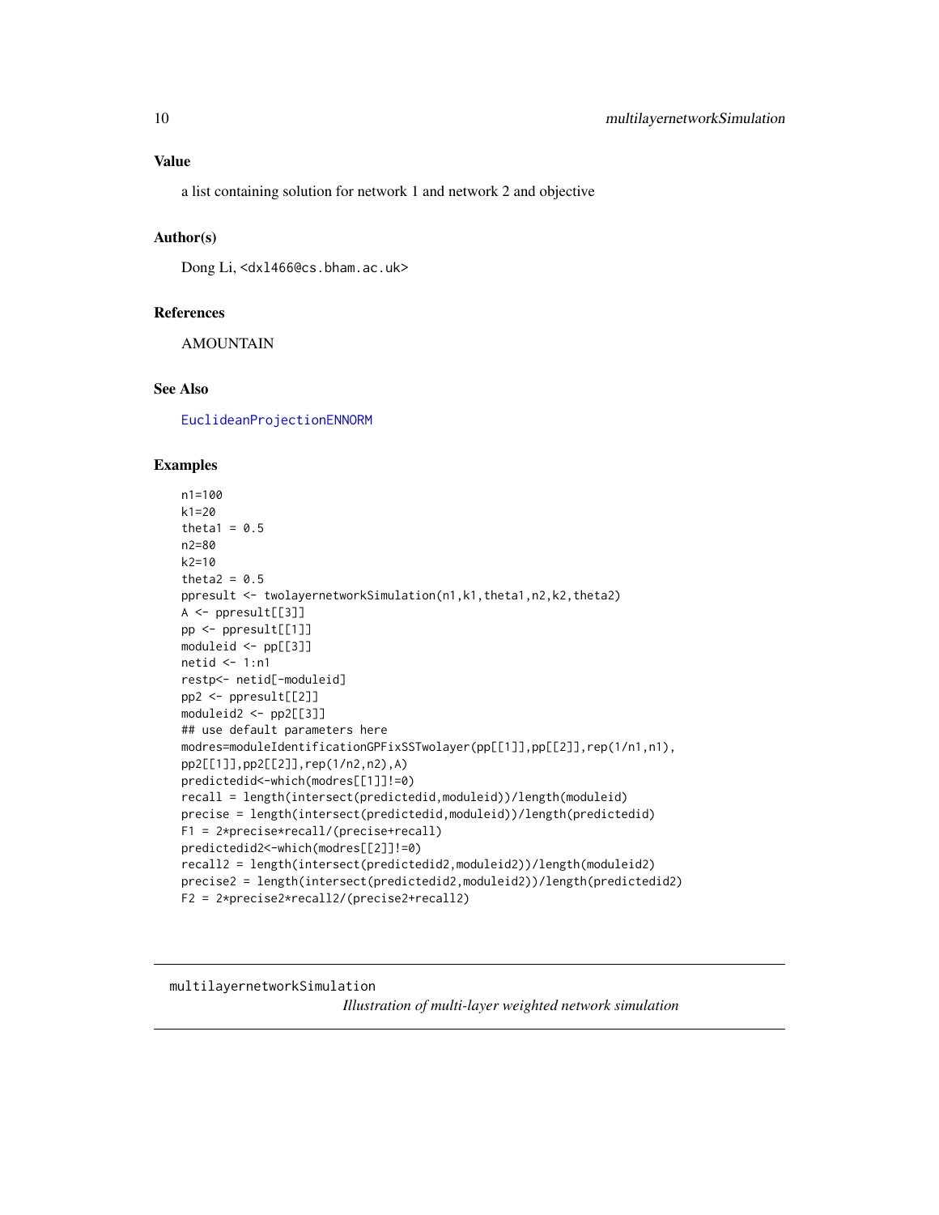## Value

a list containing solution for network 1 and network 2 and objective

## Author(s)

Dong Li, <dxl466@cs.bham.ac.uk>

## References

AMOUNTAIN

## See Also

EuclideanProjectionENNORM

## Examples

```
n1=100
k1=20
theta1 = 0.5
n2=80
k2=10
theta2 = 0.5
ppresult <- twolayernetworkSimulation(n1,k1,theta1,n2,k2,theta2)
A <- ppresult[[3]]
pp <- ppresult[[1]]
moduleid <- pp[[3]]
netid <- 1:n1
restp<- netid[-moduleid]
pp2 <- ppresult[[2]]
moduleid2 <- pp2[[3]]
## use default parameters here
modres=moduleIdentificationGPFixSSTwolayer(pp[[1]],pp[[2]],rep(1/n1,n1),
pp2[[1]],pp2[[2]],rep(1/n2,n2),A)
predictedid<-which(modres[[1]]!=0)
recall = length(intersect(predictedid,moduleid))/length(moduleid)
precise = length(intersect(predictedid,moduleid))/length(predictedid)
F1 = 2*precise*recall/(precise+recall)
predictedid2<-which(modres[[2]]!=0)
recall2 = length(intersect(predictedid2,moduleid2))/length(moduleid2)
precise2 = length(intersect(predictedid2,moduleid2))/length(predictedid2)
F2 = 2*precise2*recall2/(precise2+recall2)
```

---

# multilayernetworkSimulation

*Illustration of multi-layer weighted network simulation*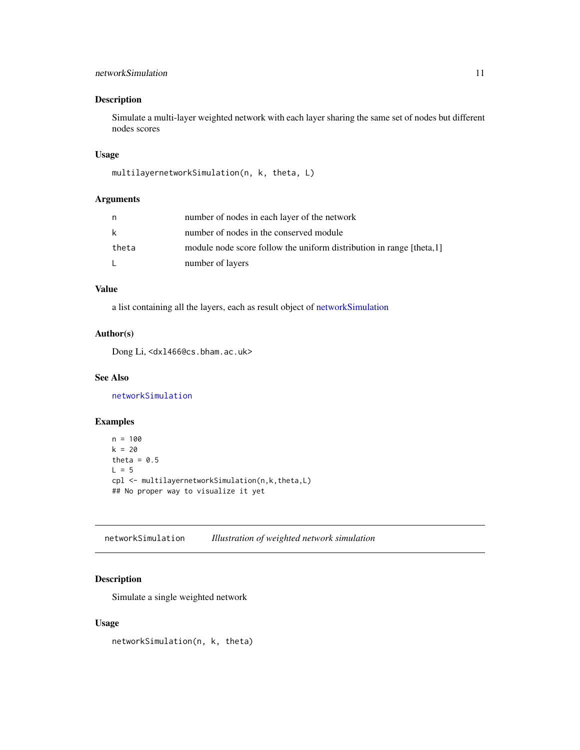## Description

Simulate a multi-layer weighted network with each layer sharing the same set of nodes but different nodes scores

## Usage

```
multilayernetworkSimulation(n, k, theta, L)
```

## Arguments

| | |
|---|---|
| n | number of nodes in each layer of the network |
| k | number of nodes in the conserved module |
| theta | module node score follow the uniform distribution in range [theta,1] |
| L | number of layers |

## Value

a list containing all the layers, each as result object of networkSimulation

## Author(s)

Dong Li, <dxl466@cs.bham.ac.uk>

## See Also

`networkSimulation`

## Examples

```
n = 100
k = 20
theta = 0.5
L = 5
cpl <- multilayernetworkSimulation(n,k,theta,L)
## No proper way to visualize it yet
```

---

# networkSimulation *Illustration of weighted network simulation*

## Description

Simulate a single weighted network

## Usage

```
networkSimulation(n, k, theta)
```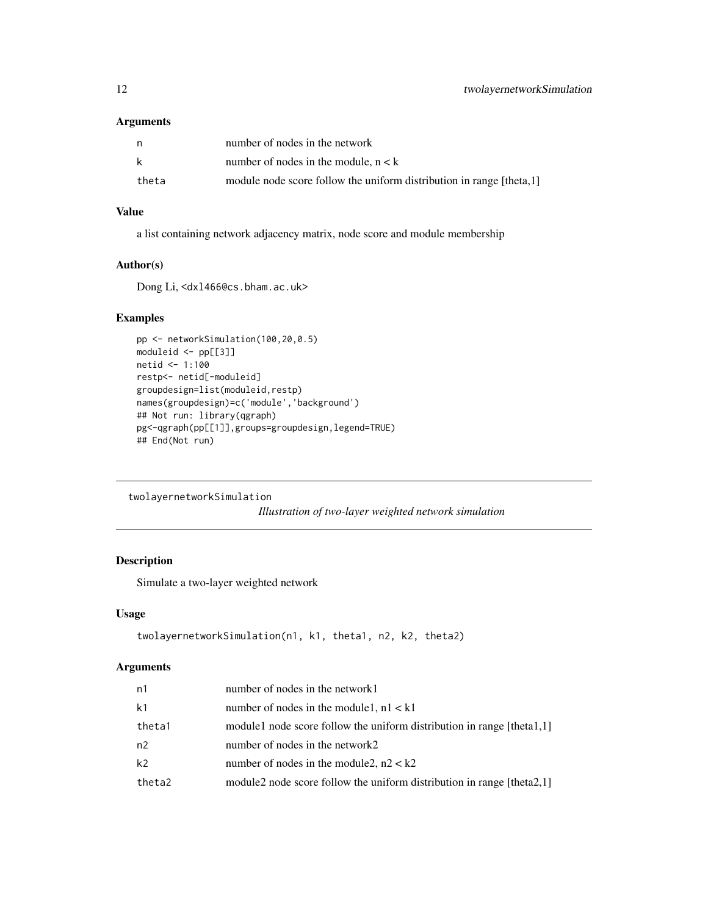### Arguments

| | |
|---|---|
| n | number of nodes in the network |
| k | number of nodes in the module, n < k |
| theta | module node score follow the uniform distribution in range [theta,1] |

### Value

a list containing network adjacency matrix, node score and module membership

### Author(s)

Dong Li, <dxl466@cs.bham.ac.uk>

### Examples

```
pp <- networkSimulation(100,20,0.5)
moduleid <- pp[[3]]
netid <- 1:100
restp<- netid[-moduleid]
groupdesign=list(moduleid,restp)
names(groupdesign)=c('module','background')
## Not run: library(qgraph)
pg<-qgraph(pp[[1]],groups=groupdesign,legend=TRUE)
## End(Not run)
```

---

## twolayernetworkSimulation

*Illustration of two-layer weighted network simulation*

---

### Description

Simulate a two-layer weighted network

### Usage

```
twolayernetworkSimulation(n1, k1, theta1, n2, k2, theta2)
```

### Arguments

| | |
|---|---|
| n1 | number of nodes in the network1 |
| k1 | number of nodes in the module1, n1 < k1 |
| theta1 | module1 node score follow the uniform distribution in range [theta1,1] |
| n2 | number of nodes in the network2 |
| k2 | number of nodes in the module2, n2 < k2 |
| theta2 | module2 node score follow the uniform distribution in range [theta2,1] |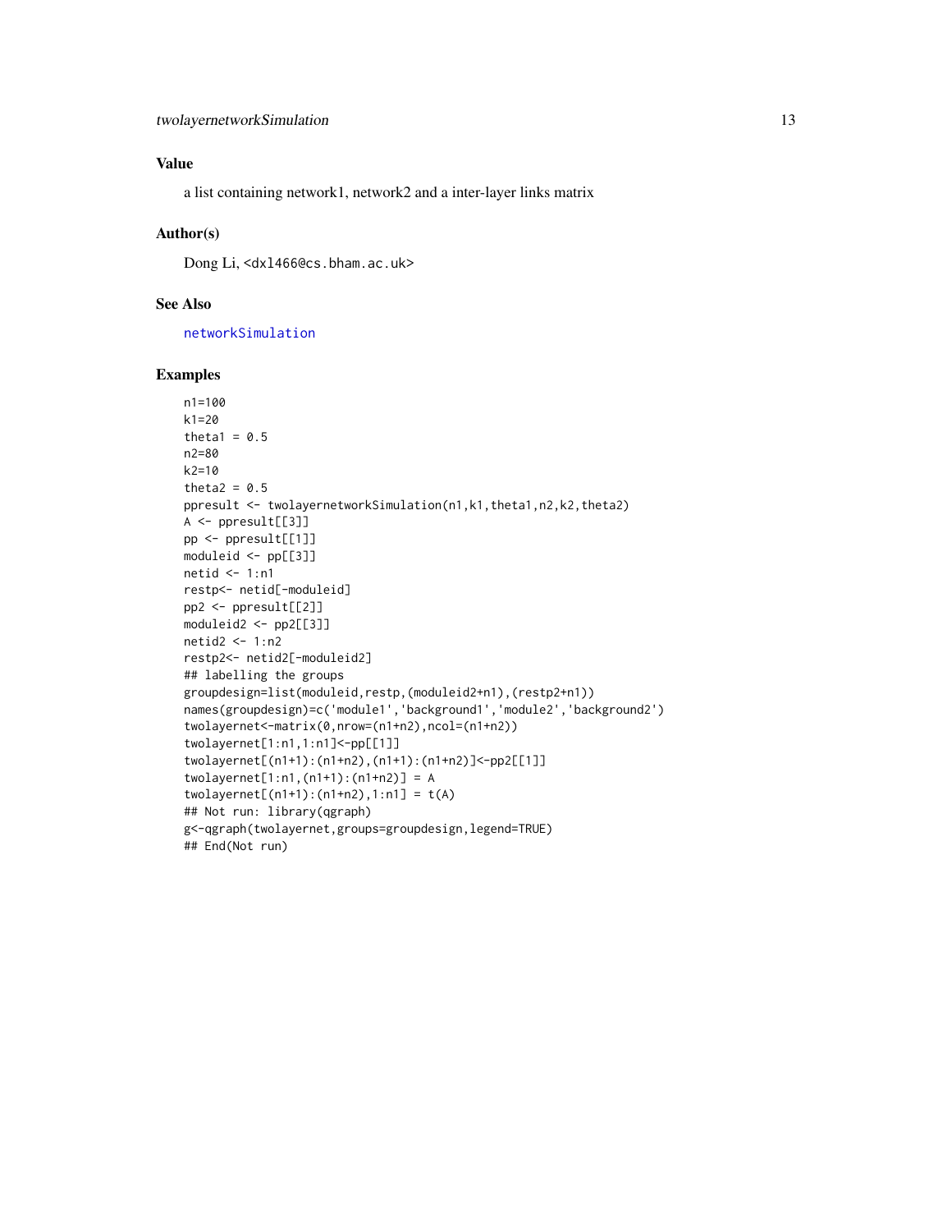### Value

a list containing network1, network2 and a inter-layer links matrix

### Author(s)

Dong Li, <dxl466@cs.bham.ac.uk>

### See Also

networkSimulation

### Examples

```
n1=100
k1=20
theta1 = 0.5
n2=80
k2=10
theta2 = 0.5
ppresult <- twolayernetworkSimulation(n1,k1,theta1,n2,k2,theta2)
A <- ppresult[[3]]
pp <- ppresult[[1]]
moduleid <- pp[[3]]
netid <- 1:n1
restp<- netid[-moduleid]
pp2 <- ppresult[[2]]
moduleid2 <- pp2[[3]]
netid2 <- 1:n2
restp2<- netid2[-moduleid2]
## labelling the groups
groupdesign=list(moduleid,restp,(moduleid2+n1),(restp2+n1))
names(groupdesign)=c('module1','background1','module2','background2')
twolayernet<-matrix(0,nrow=(n1+n2),ncol=(n1+n2))
twolayernet[1:n1,1:n1]<-pp[[1]]
twolayernet[(n1+1):(n1+n2),(n1+1):(n1+n2)]<-pp2[[1]]
twolayernet[1:n1,(n1+1):(n1+n2)] = A
twolayernet[(n1+1):(n1+n2),1:n1] = t(A)
## Not run: library(qgraph)
g<-qgraph(twolayernet,groups=groupdesign,legend=TRUE)
## End(Not run)
```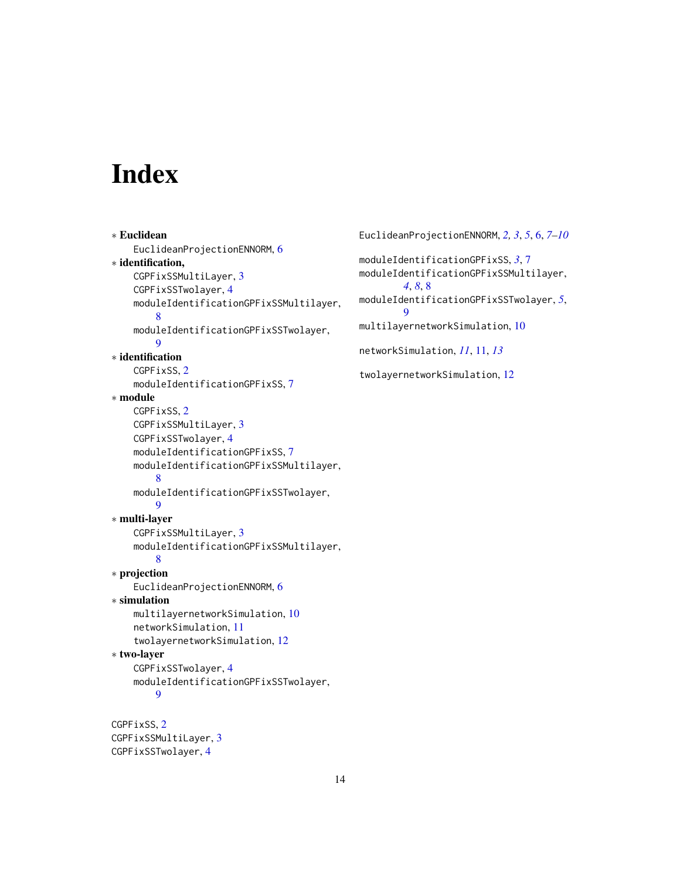# Index

* **Euclidean**
  - EuclideanProjectionENNORM, 6
* **identification,**
  - CGPFixSSMultiLayer, 3
  - CGPFixSSTwolayer, 4
  - moduleIdentificationGPFixSSMultilayer, 8
  - moduleIdentificationGPFixSSTwolayer, 9
* **identification**
  - CGPFixSS, 2
  - moduleIdentificationGPFixSS, 7
* **module**
  - CGPFixSS, 2
  - CGPFixSSMultiLayer, 3
  - CGPFixSSTwolayer, 4
  - moduleIdentificationGPFixSS, 7
  - moduleIdentificationGPFixSSMultilayer, 8
  - moduleIdentificationGPFixSSTwolayer, 9
* **multi-layer**
  - CGPFixSSMultiLayer, 3
  - moduleIdentificationGPFixSSMultilayer, 8
* **projection**
  - EuclideanProjectionENNORM, 6
* **simulation**
  - multilayernetworkSimulation, 10
  - networkSimulation, 11
  - twolayernetworkSimulation, 12
* **two-layer**
  - CGPFixSSTwolayer, 4
  - moduleIdentificationGPFixSSTwolayer, 9

CGPFixSS, 2
CGPFixSSMultiLayer, 3
CGPFixSSTwolayer, 4

EuclideanProjectionENNORM, *2, 3*, *5*, 6, *7–10*

moduleIdentificationGPFixSS, *3*, 7
moduleIdentificationGPFixSSMultilayer, *4*, *8*, 8
moduleIdentificationGPFixSSTwolayer, *5*, 9
multilayernetworkSimulation, 10

networkSimulation, *11*, 11, *13*

twolayernetworkSimulation, 12